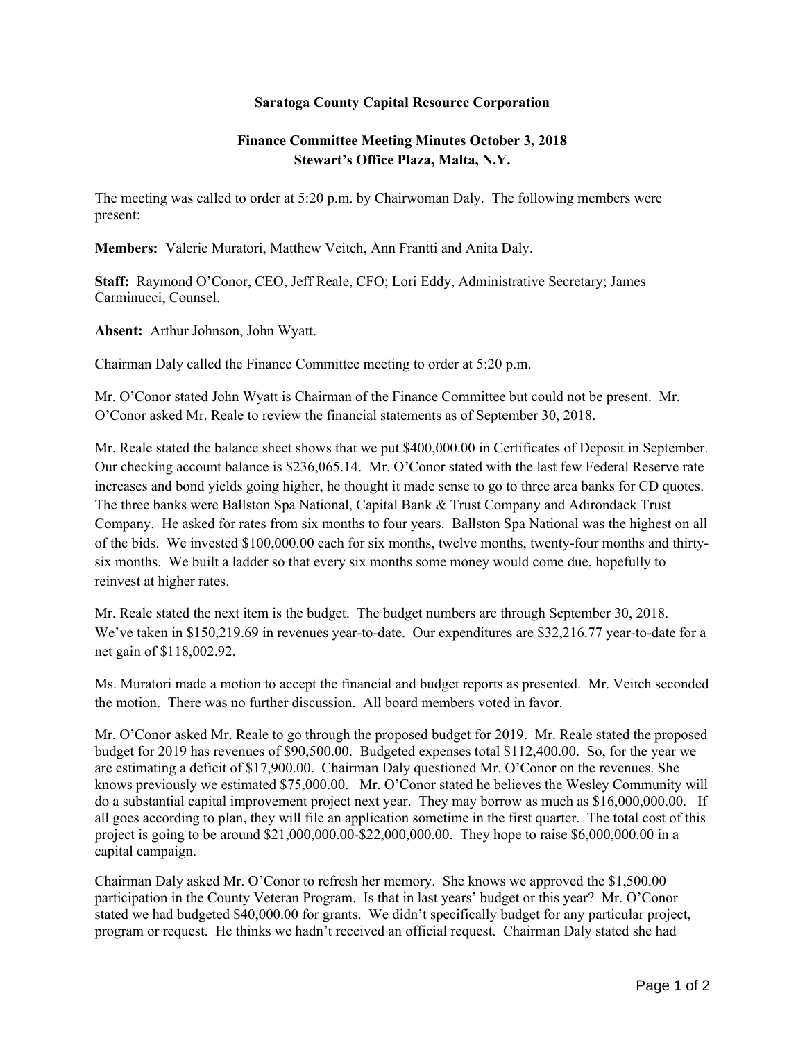**Saratoga County Capital Resource Corporation**

**Finance Committee Meeting Minutes October 3, 2018**
**Stewart's Office Plaza, Malta, N.Y.**

The meeting was called to order at 5:20 p.m. by Chairwoman Daly. The following members were present:

**Members:** Valerie Muratori, Matthew Veitch, Ann Frantti and Anita Daly.

**Staff:** Raymond O'Conor, CEO, Jeff Reale, CFO; Lori Eddy, Administrative Secretary; James Carminucci, Counsel.

**Absent:** Arthur Johnson, John Wyatt.

Chairman Daly called the Finance Committee meeting to order at 5:20 p.m.

Mr. O'Conor stated John Wyatt is Chairman of the Finance Committee but could not be present. Mr. O'Conor asked Mr. Reale to review the financial statements as of September 30, 2018.

Mr. Reale stated the balance sheet shows that we put $400,000.00 in Certificates of Deposit in September. Our checking account balance is $236,065.14. Mr. O'Conor stated with the last few Federal Reserve rate increases and bond yields going higher, he thought it made sense to go to three area banks for CD quotes. The three banks were Ballston Spa National, Capital Bank & Trust Company and Adirondack Trust Company. He asked for rates from six months to four years. Ballston Spa National was the highest on all of the bids. We invested $100,000.00 each for six months, twelve months, twenty-four months and thirty-six months. We built a ladder so that every six months some money would come due, hopefully to reinvest at higher rates.

Mr. Reale stated the next item is the budget. The budget numbers are through September 30, 2018. We've taken in $150,219.69 in revenues year-to-date. Our expenditures are $32,216.77 year-to-date for a net gain of $118,002.92.

Ms. Muratori made a motion to accept the financial and budget reports as presented. Mr. Veitch seconded the motion. There was no further discussion. All board members voted in favor.

Mr. O'Conor asked Mr. Reale to go through the proposed budget for 2019. Mr. Reale stated the proposed budget for 2019 has revenues of $90,500.00. Budgeted expenses total $112,400.00. So, for the year we are estimating a deficit of $17,900.00. Chairman Daly questioned Mr. O'Conor on the revenues. She knows previously we estimated $75,000.00. Mr. O'Conor stated he believes the Wesley Community will do a substantial capital improvement project next year. They may borrow as much as $16,000,000.00. If all goes according to plan, they will file an application sometime in the first quarter. The total cost of this project is going to be around $21,000,000.00-$22,000,000.00. They hope to raise $6,000,000.00 in a capital campaign.

Chairman Daly asked Mr. O'Conor to refresh her memory. She knows we approved the $1,500.00 participation in the County Veteran Program. Is that in last years' budget or this year? Mr. O'Conor stated we had budgeted $40,000.00 for grants. We didn't specifically budget for any particular project, program or request. He thinks we hadn't received an official request. Chairman Daly stated she had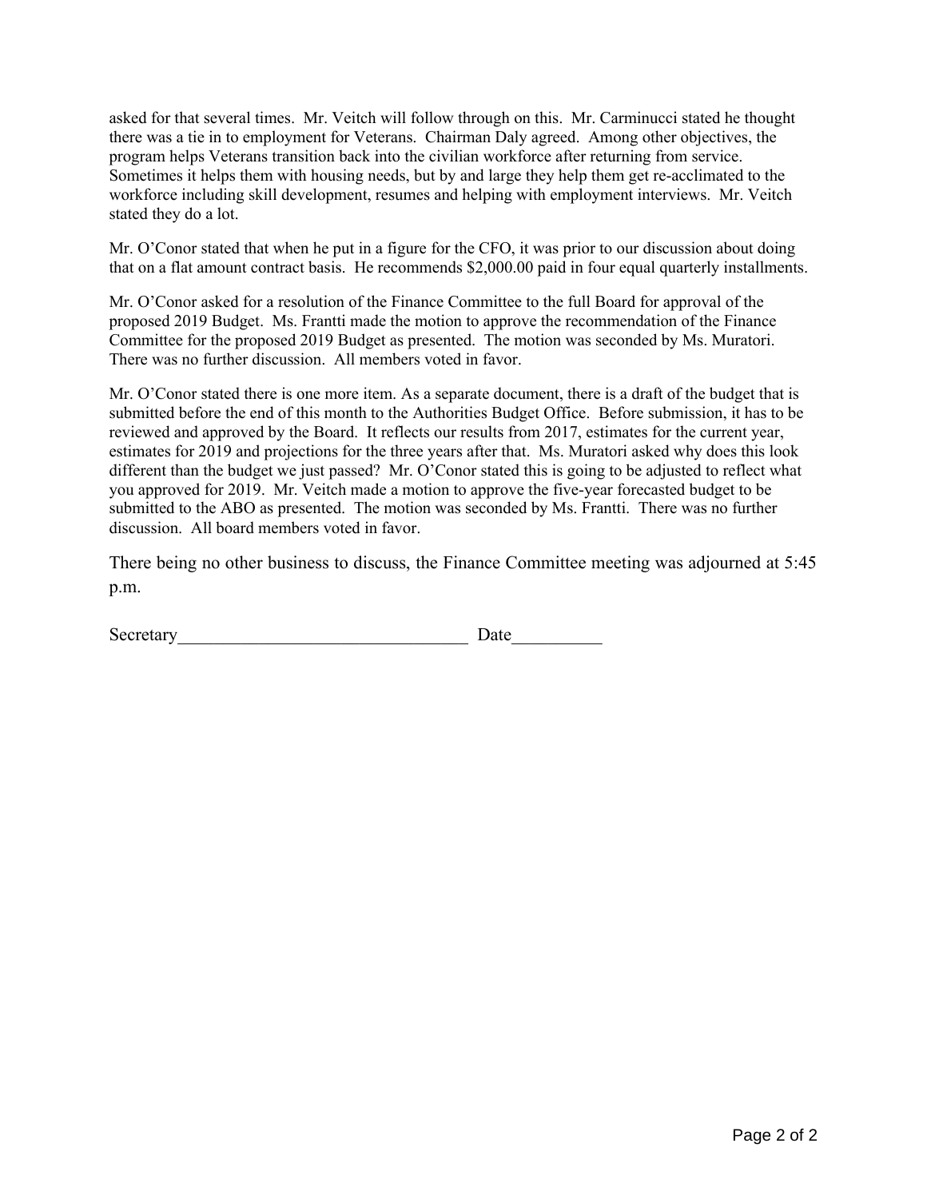asked for that several times. Mr. Veitch will follow through on this. Mr. Carminucci stated he thought there was a tie in to employment for Veterans. Chairman Daly agreed. Among other objectives, the program helps Veterans transition back into the civilian workforce after returning from service. Sometimes it helps them with housing needs, but by and large they help them get re-acclimated to the workforce including skill development, resumes and helping with employment interviews. Mr. Veitch stated they do a lot.

Mr. O'Conor stated that when he put in a figure for the CFO, it was prior to our discussion about doing that on a flat amount contract basis. He recommends $2,000.00 paid in four equal quarterly installments.

Mr. O'Conor asked for a resolution of the Finance Committee to the full Board for approval of the proposed 2019 Budget. Ms. Frantti made the motion to approve the recommendation of the Finance Committee for the proposed 2019 Budget as presented. The motion was seconded by Ms. Muratori. There was no further discussion. All members voted in favor.

Mr. O'Conor stated there is one more item. As a separate document, there is a draft of the budget that is submitted before the end of this month to the Authorities Budget Office. Before submission, it has to be reviewed and approved by the Board. It reflects our results from 2017, estimates for the current year, estimates for 2019 and projections for the three years after that. Ms. Muratori asked why does this look different than the budget we just passed? Mr. O'Conor stated this is going to be adjusted to reflect what you approved for 2019. Mr. Veitch made a motion to approve the five-year forecasted budget to be submitted to the ABO as presented. The motion was seconded by Ms. Frantti. There was no further discussion. All board members voted in favor.

There being no other business to discuss, the Finance Committee meeting was adjourned at 5:45 p.m.

Secretary_________________________________ Date__________